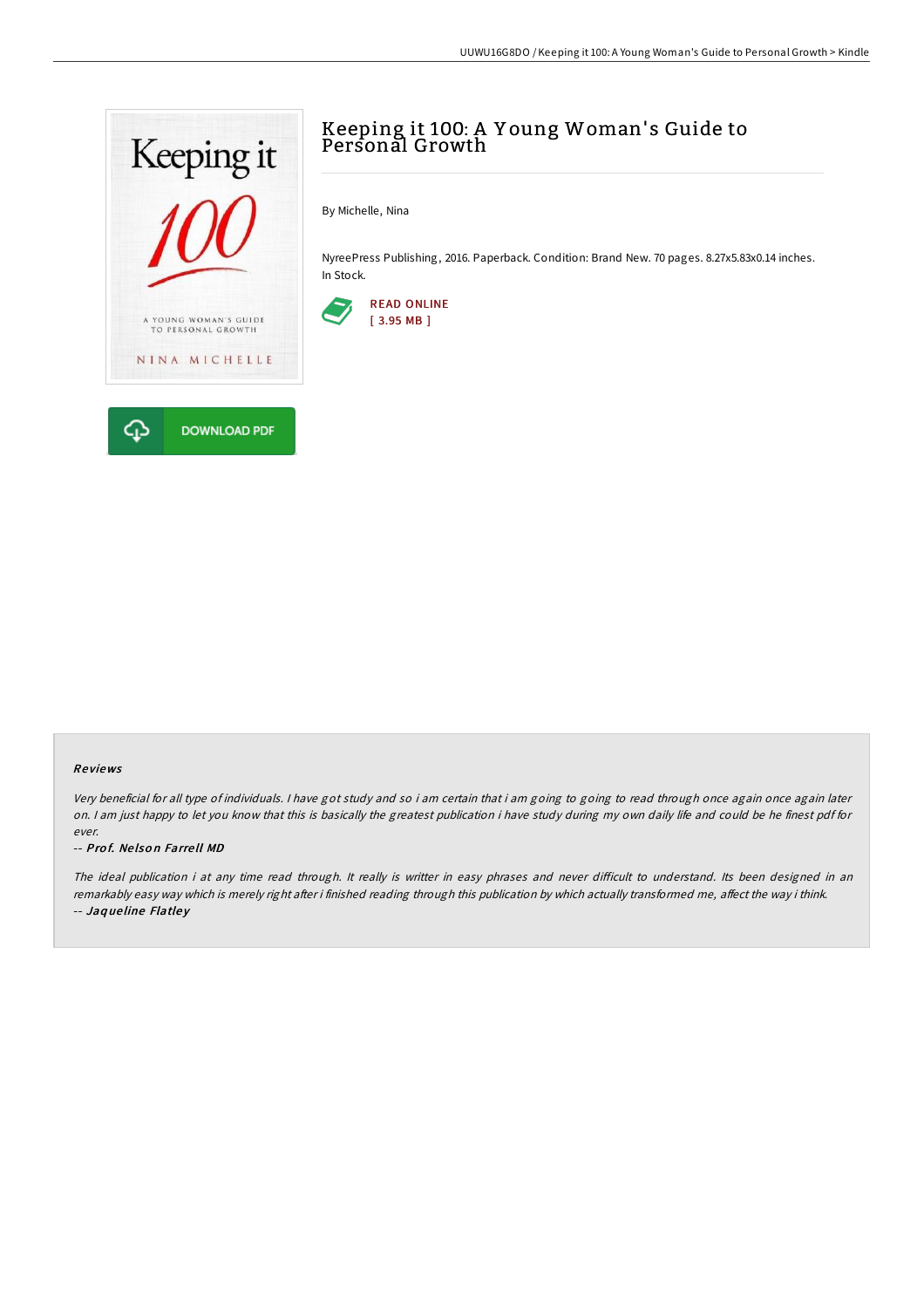# Keeping it 100: A Young Woman's Guide to Personal Growth

By Michelle, Nina

NyreePress Publishing, 2016. Paperback. Condition: Brand New. 70 pages. 8.27x5.83x0.14 inches. In Stock.

READ ONLINE
[ 3.95 MB ]

DOWNLOAD PDF

### Reviews

*Very beneficial for all type of individuals. I have got study and so i am certain that i am going to going to read through once again once again later on. I am just happy to let you know that this is basically the greatest publication i have study during my own daily life and could be he finest pdf for ever.*

-- ***Prof. Nelson Farrell MD***

*The ideal publication i at any time read through. It really is writter in easy phrases and never difficult to understand. Its been designed in an remarkably easy way which is merely right after i finished reading through this publication by which actually transformed me, affect the way i think.*

-- ***Jaqueline Flatley***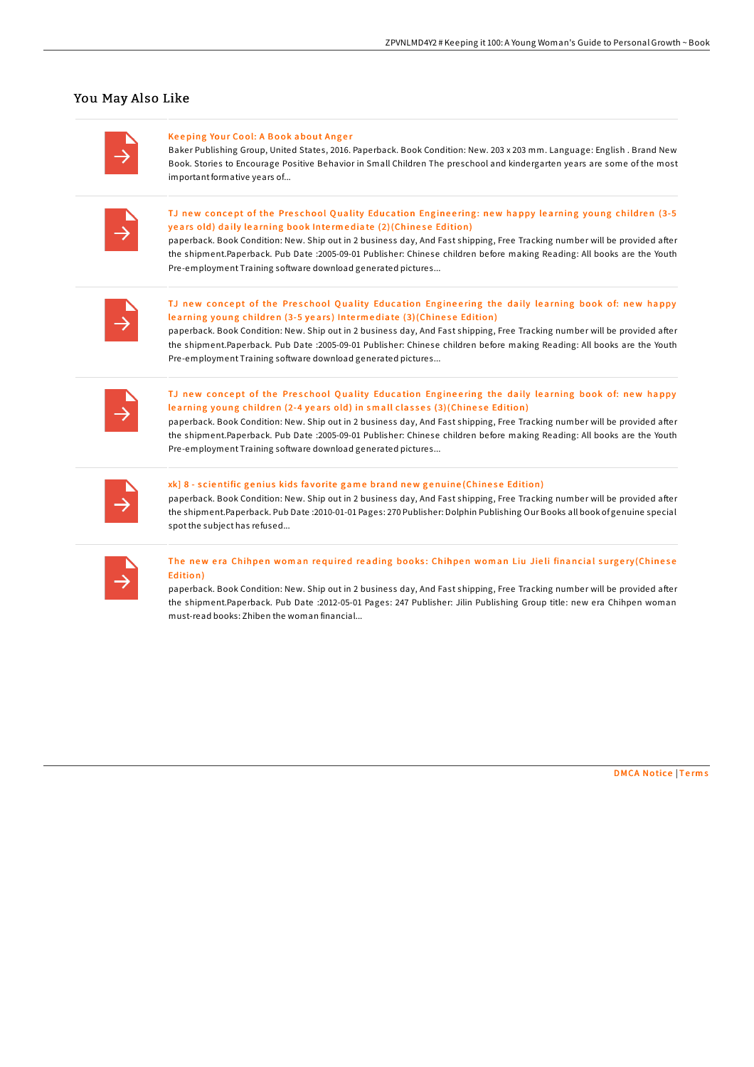## You May Also Like

**Keeping Your Cool: A Book about Anger**

Baker Publishing Group, United States, 2016. Paperback. Book Condition: New. 203 x 203 mm. Language: English . Brand New Book. Stories to Encourage Positive Behavior in Small Children The preschool and kindergarten years are some of the most important formative years of...

**TJ new concept of the Preschool Quality Education Engineering: new happy learning young children (3-5 years old) daily learning book Intermediate (2)(Chinese Edition)**

paperback. Book Condition: New. Ship out in 2 business day, And Fast shipping, Free Tracking number will be provided after the shipment.Paperback. Pub Date :2005-09-01 Publisher: Chinese children before making Reading: All books are the Youth Pre-employment Training software download generated pictures...

**TJ new concept of the Preschool Quality Education Engineering the daily learning book of: new happy learning young children (3-5 years) Intermediate (3)(Chinese Edition)**

paperback. Book Condition: New. Ship out in 2 business day, And Fast shipping, Free Tracking number will be provided after the shipment.Paperback. Pub Date :2005-09-01 Publisher: Chinese children before making Reading: All books are the Youth Pre-employment Training software download generated pictures...

**TJ new concept of the Preschool Quality Education Engineering the daily learning book of: new happy learning young children (2-4 years old) in small classes (3)(Chinese Edition)**

paperback. Book Condition: New. Ship out in 2 business day, And Fast shipping, Free Tracking number will be provided after the shipment.Paperback. Pub Date :2005-09-01 Publisher: Chinese children before making Reading: All books are the Youth Pre-employment Training software download generated pictures...

**xk] 8 - scientific genius kids favorite game brand new genuine(Chinese Edition)**

paperback. Book Condition: New. Ship out in 2 business day, And Fast shipping, Free Tracking number will be provided after the shipment.Paperback. Pub Date :2010-01-01 Pages: 270 Publisher: Dolphin Publishing Our Books all book of genuine special spot the subject has refused...

**The new era Chihpen woman required reading books: Chihpen woman Liu Jieli financial surgery(Chinese Edition)**

paperback. Book Condition: New. Ship out in 2 business day, And Fast shipping, Free Tracking number will be provided after the shipment.Paperback. Pub Date :2012-05-01 Pages: 247 Publisher: Jilin Publishing Group title: new era Chihpen woman must-read books: Zhiben the woman financial...

DMCA Notice | Terms